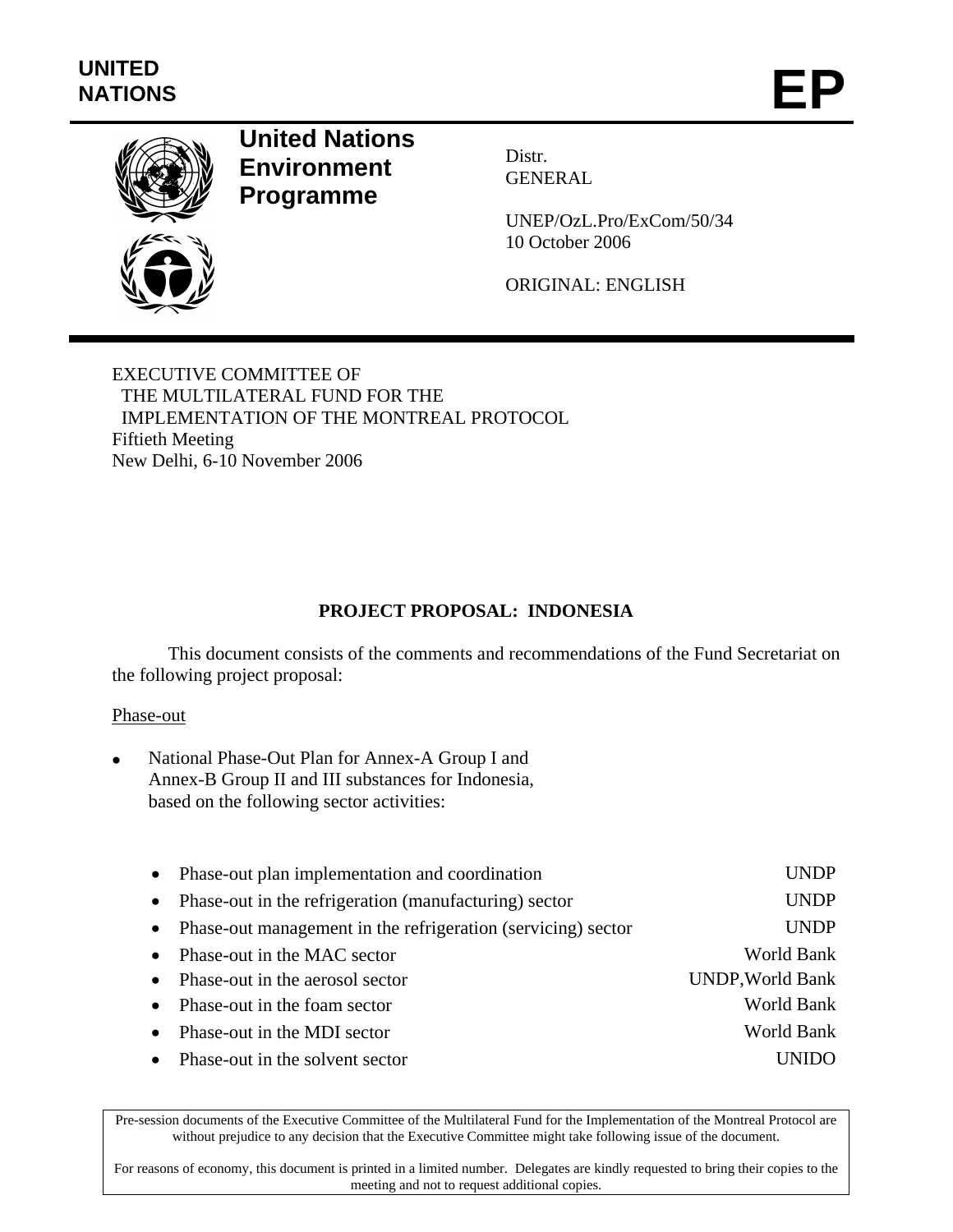UNITED NATIONS

# EP

**United Nations Environment Programme**

Distr.
GENERAL

UNEP/OzL.Pro/ExCom/50/34
10 October 2006

ORIGINAL: ENGLISH

EXECUTIVE COMMITTEE OF
THE MULTILATERAL FUND FOR THE
IMPLEMENTATION OF THE MONTREAL PROTOCOL
Fiftieth Meeting
New Delhi, 6-10 November 2006

## PROJECT PROPOSAL: INDONESIA

This document consists of the comments and recommendations of the Fund Secretariat on the following project proposal:

Phase-out

- National Phase-Out Plan for Annex-A Group I and Annex-B Group II and III substances for Indonesia, based on the following sector activities:

| Activity | Agency |
|---|---|
| Phase-out plan implementation and coordination | UNDP |
| Phase-out in the refrigeration (manufacturing) sector | UNDP |
| Phase-out management in the refrigeration (servicing) sector | UNDP |
| Phase-out in the MAC sector | World Bank |
| Phase-out in the aerosol sector | UNDP,World Bank |
| Phase-out in the foam sector | World Bank |
| Phase-out in the MDI sector | World Bank |
| Phase-out in the solvent sector | UNIDO |

Pre-session documents of the Executive Committee of the Multilateral Fund for the Implementation of the Montreal Protocol are without prejudice to any decision that the Executive Committee might take following issue of the document.

For reasons of economy, this document is printed in a limited number. Delegates are kindly requested to bring their copies to the meeting and not to request additional copies.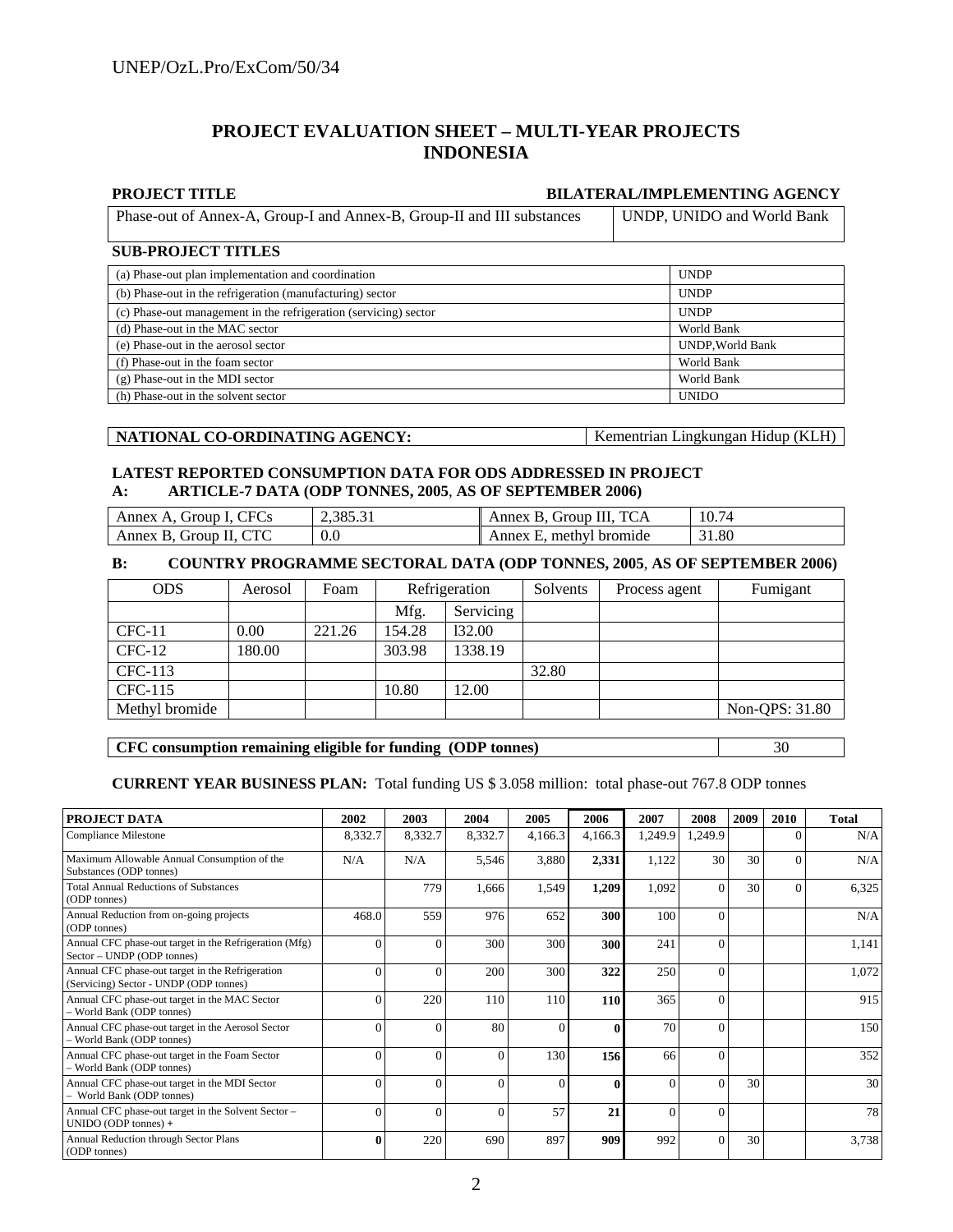# PROJECT EVALUATION SHEET – MULTI-YEAR PROJECTS
# INDONESIA

| PROJECT TITLE | BILATERAL/IMPLEMENTING AGENCY |
|---|---|
| Phase-out of Annex-A, Group-I and Annex-B, Group-II and III substances | UNDP, UNIDO and World Bank |

**SUB-PROJECT TITLES**

| | |
|---|---|
| (a) Phase-out plan implementation and coordination | UNDP |
| (b) Phase-out in the refrigeration (manufacturing) sector | UNDP |
| (c) Phase-out management in the refrigeration (servicing) sector | UNDP |
| (d) Phase-out in the MAC sector | World Bank |
| (e) Phase-out in the aerosol sector | UNDP,World Bank |
| (f) Phase-out in the foam sector | World Bank |
| (g) Phase-out in the MDI sector | World Bank |
| (h) Phase-out in the solvent sector | UNIDO |

| NATIONAL CO-ORDINATING AGENCY: | Kementrian Lingkungan Hidup (KLH) |
|---|---|

**LATEST REPORTED CONSUMPTION DATA FOR ODS ADDRESSED IN PROJECT**
**A: ARTICLE-7 DATA (ODP TONNES, 2005, AS OF SEPTEMBER 2006)**

| | | | |
|---|---|---|---|
| Annex A, Group I, CFCs | 2,385.31 | Annex B, Group III, TCA | 10.74 |
| Annex B, Group II, CTC | 0.0 | Annex E, methyl bromide | 31.80 |

**B: COUNTRY PROGRAMME SECTORAL DATA (ODP TONNES, 2005, AS OF SEPTEMBER 2006)**

| ODS | Aerosol | Foam | Refrigeration | | Solvents | Process agent | Fumigant |
|---|---|---|---|---|---|---|---|
| | | | Mfg. | Servicing | | | |
| CFC-11 | 0.00 | 221.26 | 154.28 | 132.00 | | | |
| CFC-12 | 180.00 | | 303.98 | 1338.19 | | | |
| CFC-113 | | | | | 32.80 | | |
| CFC-115 | | | 10.80 | 12.00 | | | |
| Methyl bromide | | | | | | | Non-QPS: 31.80 |

| CFC consumption remaining eligible for funding (ODP tonnes) | 30 |
|---|---|

**CURRENT YEAR BUSINESS PLAN:** Total funding US $ 3.058 million: total phase-out 767.8 ODP tonnes

| PROJECT DATA | 2002 | 2003 | 2004 | 2005 | 2006 | 2007 | 2008 | 2009 | 2010 | Total |
|---|---|---|---|---|---|---|---|---|---|---|
| Compliance Milestone | 8,332.7 | 8,332.7 | 8,332.7 | 4,166.3 | 4,166.3 | 1,249.9 | 1,249.9 | | 0 | N/A |
| Maximum Allowable Annual Consumption of the Substances (ODP tonnes) | N/A | N/A | 5,546 | 3,880 | **2,331** | 1,122 | 30 | 30 | 0 | N/A |
| Total Annual Reductions of Substances (ODP tonnes) | | 779 | 1,666 | 1,549 | **1,209** | 1,092 | 0 | 30 | 0 | 6,325 |
| Annual Reduction from on-going projects (ODP tonnes) | 468.0 | 559 | 976 | 652 | **300** | 100 | 0 | | | N/A |
| Annual CFC phase-out target in the Refrigeration (Mfg) Sector – UNDP (ODP tonnes) | 0 | 0 | 300 | 300 | **300** | 241 | 0 | | | 1,141 |
| Annual CFC phase-out target in the Refrigeration (Servicing) Sector - UNDP (ODP tonnes) | 0 | 0 | 200 | 300 | **322** | 250 | 0 | | | 1,072 |
| Annual CFC phase-out target in the MAC Sector – World Bank (ODP tonnes) | 0 | 220 | 110 | 110 | **110** | 365 | 0 | | | 915 |
| Annual CFC phase-out target in the Aerosol Sector – World Bank (ODP tonnes) | 0 | 0 | 80 | 0 | **0** | 70 | 0 | | | 150 |
| Annual CFC phase-out target in the Foam Sector – World Bank (ODP tonnes) | 0 | 0 | 0 | 130 | **156** | 66 | 0 | | | 352 |
| Annual CFC phase-out target in the MDI Sector – World Bank (ODP tonnes) | 0 | 0 | 0 | 0 | **0** | 0 | 0 | 30 | | 30 |
| Annual CFC phase-out target in the Solvent Sector – UNIDO (ODP tonnes) + | 0 | 0 | 0 | 57 | **21** | 0 | 0 | | | 78 |
| Annual Reduction through Sector Plans (ODP tonnes) | **0** | 220 | 690 | 897 | **909** | 992 | 0 | 30 | | 3,738 |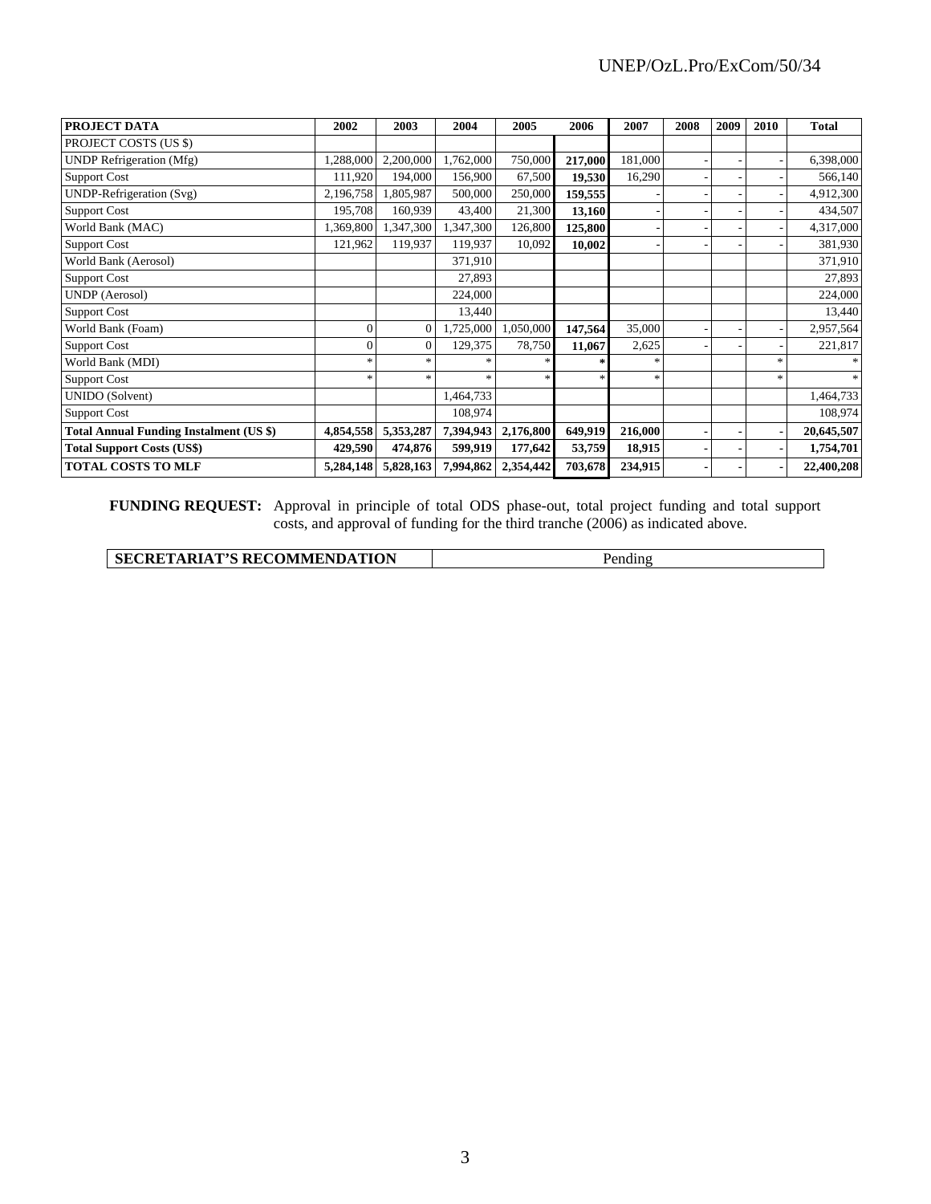| PROJECT DATA | 2002 | 2003 | 2004 | 2005 | 2006 | 2007 | 2008 | 2009 | 2010 | Total |
|---|---|---|---|---|---|---|---|---|---|---|
| PROJECT COSTS (US $) | | | | | | | | | | |
| UNDP Refrigeration (Mfg) | 1,288,000 | 2,200,000 | 1,762,000 | 750,000 | **217,000** | 181,000 | - | - | - | 6,398,000 |
| Support Cost | 111,920 | 194,000 | 156,900 | 67,500 | **19,530** | 16,290 | - | - | - | 566,140 |
| UNDP-Refrigeration (Svg) | 2,196,758 | 1,805,987 | 500,000 | 250,000 | **159,555** | - | - | - | - | 4,912,300 |
| Support Cost | 195,708 | 160,939 | 43,400 | 21,300 | **13,160** | - | - | - | - | 434,507 |
| World Bank (MAC) | 1,369,800 | 1,347,300 | 1,347,300 | 126,800 | **125,800** | - | - | - | - | 4,317,000 |
| Support Cost | 121,962 | 119,937 | 119,937 | 10,092 | **10,002** | - | - | - | - | 381,930 |
| World Bank (Aerosol) | | | 371,910 | | | | | | | 371,910 |
| Support Cost | | | 27,893 | | | | | | | 27,893 |
| UNDP (Aerosol) | | | 224,000 | | | | | | | 224,000 |
| Support Cost | | | 13,440 | | | | | | | 13,440 |
| World Bank (Foam) | 0 | 0 | 1,725,000 | 1,050,000 | **147,564** | 35,000 | - | - | - | 2,957,564 |
| Support Cost | 0 | 0 | 129,375 | 78,750 | **11,067** | 2,625 | - | - | - | 221,817 |
| World Bank (MDI) | * | * | * | * | * | * | | | * | * |
| Support Cost | * | * | * | * | * | * | | | * | * |
| UNIDO (Solvent) | | | 1,464,733 | | | | | | | 1,464,733 |
| Support Cost | | | 108,974 | | | | | | | 108,974 |
| **Total Annual Funding Instalment (US $)** | **4,854,558** | **5,353,287** | **7,394,943** | **2,176,800** | **649,919** | **216,000** | **-** | **-** | **-** | **20,645,507** |
| **Total Support Costs (US$)** | **429,590** | **474,876** | **599,919** | **177,642** | **53,759** | **18,915** | **-** | **-** | **-** | **1,754,701** |
| **TOTAL COSTS TO MLF** | **5,284,148** | **5,828,163** | **7,994,862** | **2,354,442** | **703,678** | **234,915** | **-** | **-** | **-** | **22,400,208** |

**FUNDING REQUEST:** Approval in principle of total ODS phase-out, total project funding and total support costs, and approval of funding for the third tranche (2006) as indicated above.

| **SECRETARIAT'S RECOMMENDATION** | Pending |
|---|---|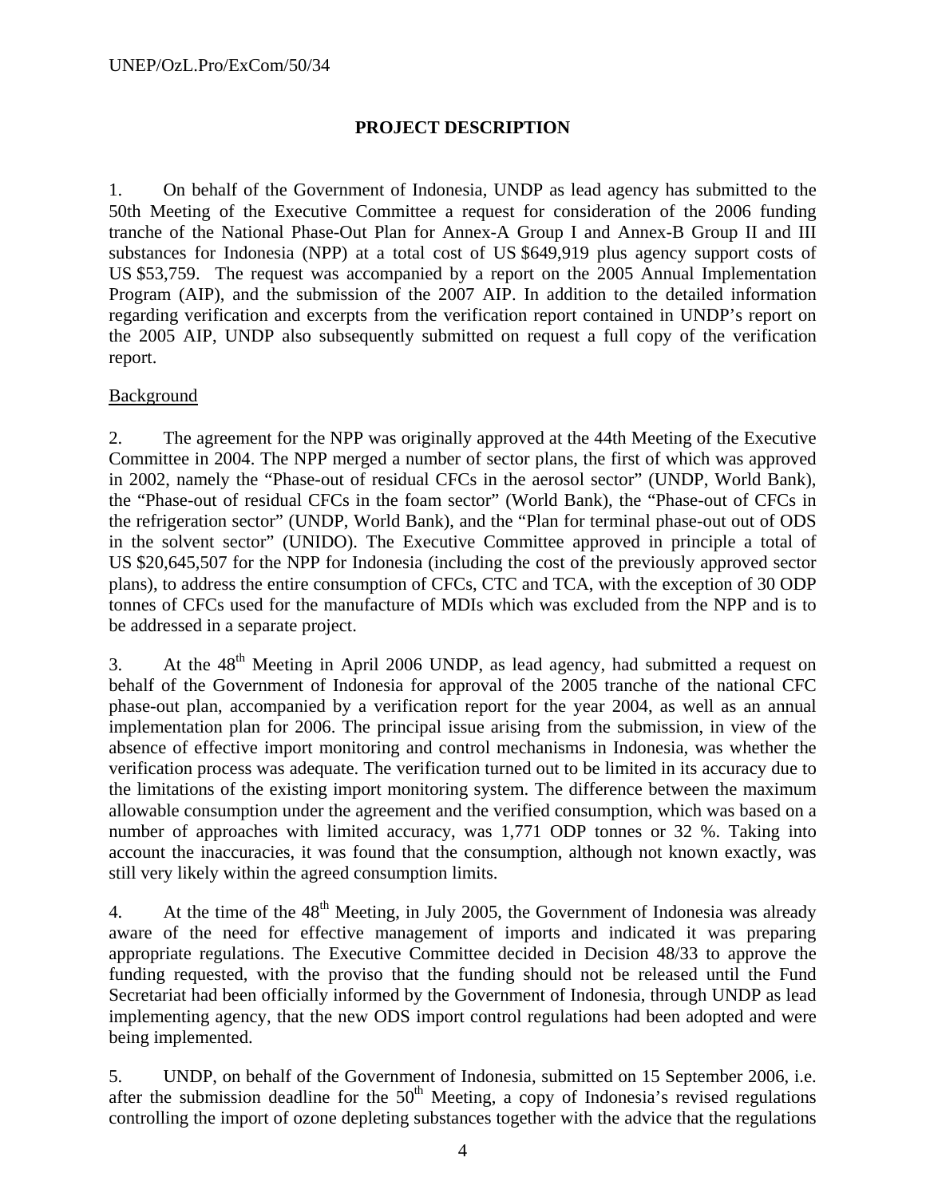## PROJECT DESCRIPTION

1. On behalf of the Government of Indonesia, UNDP as lead agency has submitted to the 50th Meeting of the Executive Committee a request for consideration of the 2006 funding tranche of the National Phase-Out Plan for Annex-A Group I and Annex-B Group II and III substances for Indonesia (NPP) at a total cost of US $649,919 plus agency support costs of US $53,759. The request was accompanied by a report on the 2005 Annual Implementation Program (AIP), and the submission of the 2007 AIP. In addition to the detailed information regarding verification and excerpts from the verification report contained in UNDP's report on the 2005 AIP, UNDP also subsequently submitted on request a full copy of the verification report.

Background

2. The agreement for the NPP was originally approved at the 44th Meeting of the Executive Committee in 2004. The NPP merged a number of sector plans, the first of which was approved in 2002, namely the "Phase-out of residual CFCs in the aerosol sector" (UNDP, World Bank), the "Phase-out of residual CFCs in the foam sector" (World Bank), the "Phase-out of CFCs in the refrigeration sector" (UNDP, World Bank), and the "Plan for terminal phase-out out of ODS in the solvent sector" (UNIDO). The Executive Committee approved in principle a total of US $20,645,507 for the NPP for Indonesia (including the cost of the previously approved sector plans), to address the entire consumption of CFCs, CTC and TCA, with the exception of 30 ODP tonnes of CFCs used for the manufacture of MDIs which was excluded from the NPP and is to be addressed in a separate project.

3. At the 48th Meeting in April 2006 UNDP, as lead agency, had submitted a request on behalf of the Government of Indonesia for approval of the 2005 tranche of the national CFC phase-out plan, accompanied by a verification report for the year 2004, as well as an annual implementation plan for 2006. The principal issue arising from the submission, in view of the absence of effective import monitoring and control mechanisms in Indonesia, was whether the verification process was adequate. The verification turned out to be limited in its accuracy due to the limitations of the existing import monitoring system. The difference between the maximum allowable consumption under the agreement and the verified consumption, which was based on a number of approaches with limited accuracy, was 1,771 ODP tonnes or 32 %. Taking into account the inaccuracies, it was found that the consumption, although not known exactly, was still very likely within the agreed consumption limits.

4. At the time of the 48th Meeting, in July 2005, the Government of Indonesia was already aware of the need for effective management of imports and indicated it was preparing appropriate regulations. The Executive Committee decided in Decision 48/33 to approve the funding requested, with the proviso that the funding should not be released until the Fund Secretariat had been officially informed by the Government of Indonesia, through UNDP as lead implementing agency, that the new ODS import control regulations had been adopted and were being implemented.

5. UNDP, on behalf of the Government of Indonesia, submitted on 15 September 2006, i.e. after the submission deadline for the 50th Meeting, a copy of Indonesia's revised regulations controlling the import of ozone depleting substances together with the advice that the regulations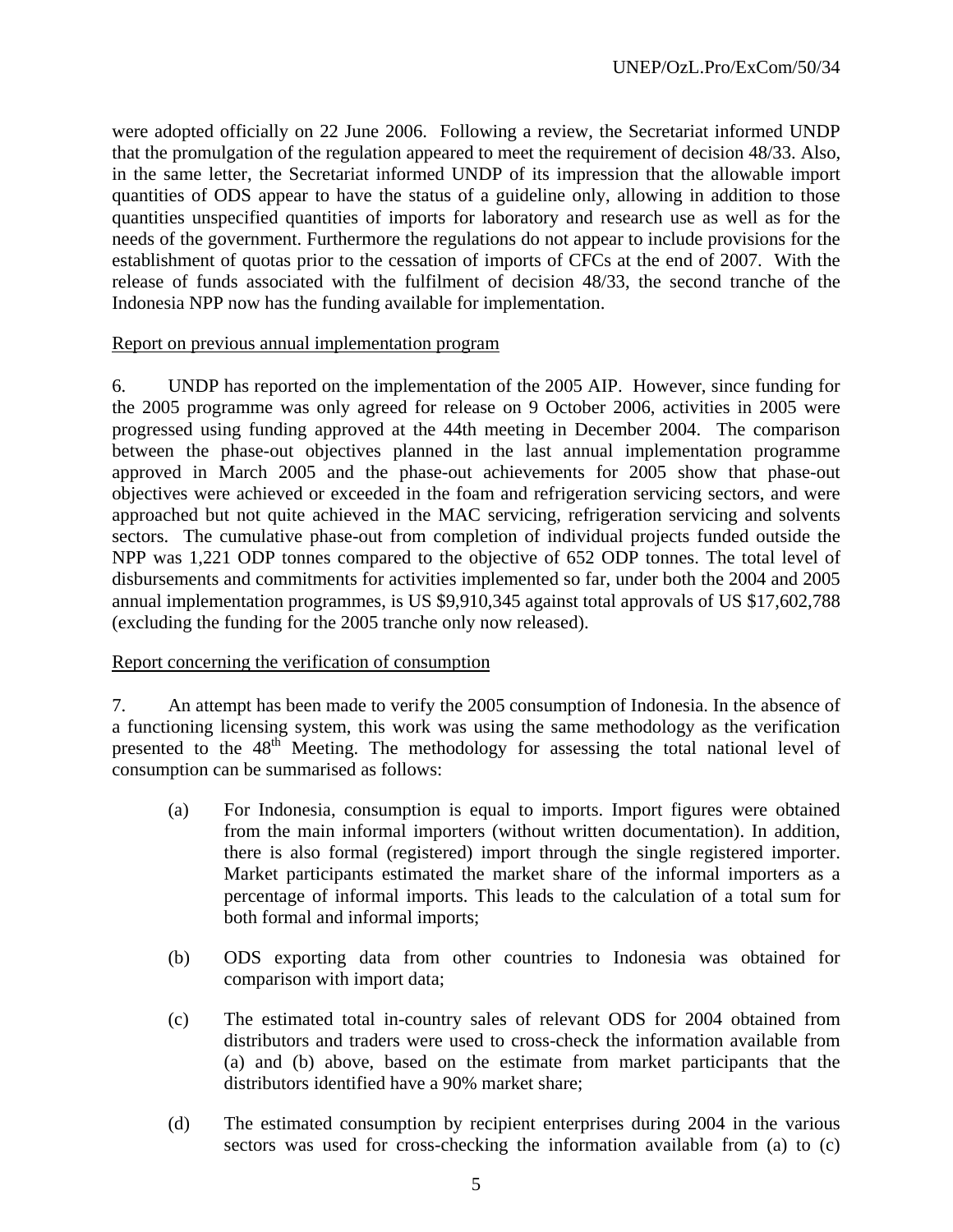were adopted officially on 22 June 2006. Following a review, the Secretariat informed UNDP that the promulgation of the regulation appeared to meet the requirement of decision 48/33. Also, in the same letter, the Secretariat informed UNDP of its impression that the allowable import quantities of ODS appear to have the status of a guideline only, allowing in addition to those quantities unspecified quantities of imports for laboratory and research use as well as for the needs of the government. Furthermore the regulations do not appear to include provisions for the establishment of quotas prior to the cessation of imports of CFCs at the end of 2007. With the release of funds associated with the fulfilment of decision 48/33, the second tranche of the Indonesia NPP now has the funding available for implementation.

Report on previous annual implementation program

6. UNDP has reported on the implementation of the 2005 AIP. However, since funding for the 2005 programme was only agreed for release on 9 October 2006, activities in 2005 were progressed using funding approved at the 44th meeting in December 2004. The comparison between the phase-out objectives planned in the last annual implementation programme approved in March 2005 and the phase-out achievements for 2005 show that phase-out objectives were achieved or exceeded in the foam and refrigeration servicing sectors, and were approached but not quite achieved in the MAC servicing, refrigeration servicing and solvents sectors. The cumulative phase-out from completion of individual projects funded outside the NPP was 1,221 ODP tonnes compared to the objective of 652 ODP tonnes. The total level of disbursements and commitments for activities implemented so far, under both the 2004 and 2005 annual implementation programmes, is US $9,910,345 against total approvals of US $17,602,788 (excluding the funding for the 2005 tranche only now released).

Report concerning the verification of consumption

7. An attempt has been made to verify the 2005 consumption of Indonesia. In the absence of a functioning licensing system, this work was using the same methodology as the verification presented to the 48th Meeting. The methodology for assessing the total national level of consumption can be summarised as follows:

(a) For Indonesia, consumption is equal to imports. Import figures were obtained from the main informal importers (without written documentation). In addition, there is also formal (registered) import through the single registered importer. Market participants estimated the market share of the informal importers as a percentage of informal imports. This leads to the calculation of a total sum for both formal and informal imports;

(b) ODS exporting data from other countries to Indonesia was obtained for comparison with import data;

(c) The estimated total in-country sales of relevant ODS for 2004 obtained from distributors and traders were used to cross-check the information available from (a) and (b) above, based on the estimate from market participants that the distributors identified have a 90% market share;

(d) The estimated consumption by recipient enterprises during 2004 in the various sectors was used for cross-checking the information available from (a) to (c)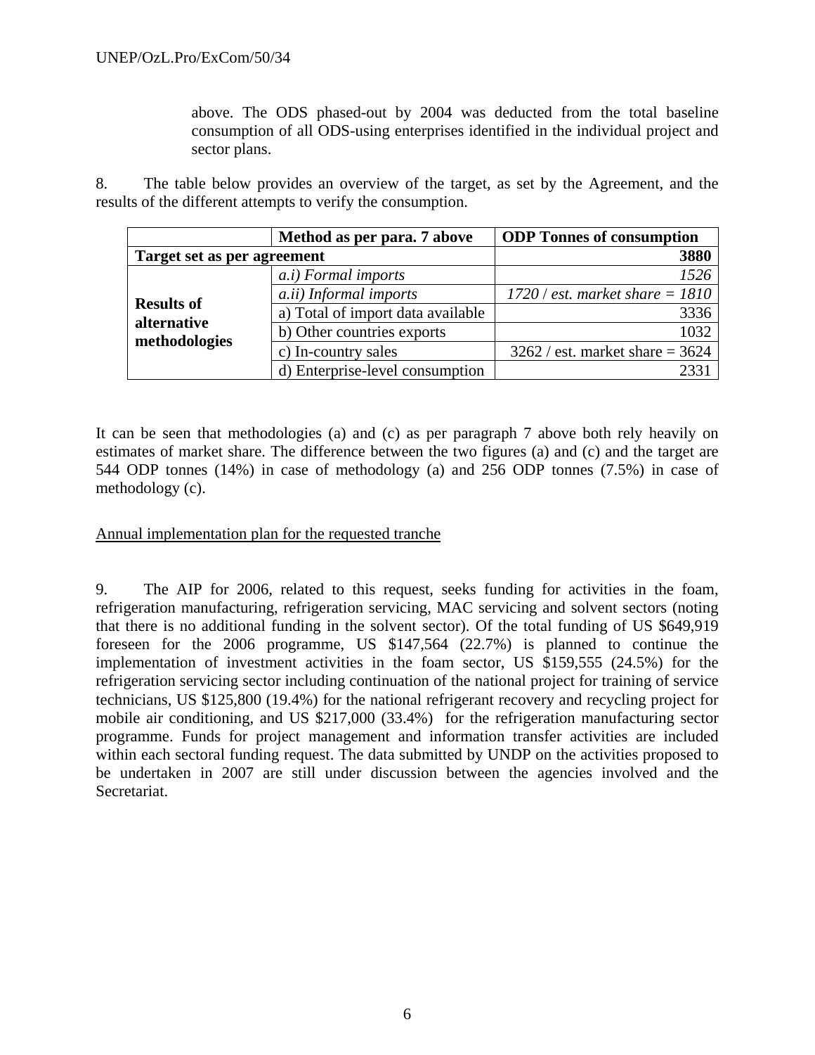above. The ODS phased-out by 2004 was deducted from the total baseline consumption of all ODS-using enterprises identified in the individual project and sector plans.

8. The table below provides an overview of the target, as set by the Agreement, and the results of the different attempts to verify the consumption.

| | Method as per para. 7 above | ODP Tonnes of consumption |
|---|---|---|
| **Target set as per agreement** | | **3880** |
| **Results of alternative methodologies** | *a.i) Formal imports* | *1526* |
| | *a.ii) Informal imports* | *1720 / est. market share = 1810* |
| | a) Total of import data available | 3336 |
| | b) Other countries exports | 1032 |
| | c) In-country sales | 3262 / est. market share = 3624 |
| | d) Enterprise-level consumption | 2331 |

It can be seen that methodologies (a) and (c) as per paragraph 7 above both rely heavily on estimates of market share. The difference between the two figures (a) and (c) and the target are 544 ODP tonnes (14%) in case of methodology (a) and 256 ODP tonnes (7.5%) in case of methodology (c).

Annual implementation plan for the requested tranche

9. The AIP for 2006, related to this request, seeks funding for activities in the foam, refrigeration manufacturing, refrigeration servicing, MAC servicing and solvent sectors (noting that there is no additional funding in the solvent sector). Of the total funding of US $649,919 foreseen for the 2006 programme, US $147,564 (22.7%) is planned to continue the implementation of investment activities in the foam sector, US $159,555 (24.5%) for the refrigeration servicing sector including continuation of the national project for training of service technicians, US $125,800 (19.4%) for the national refrigerant recovery and recycling project for mobile air conditioning, and US $217,000 (33.4%) for the refrigeration manufacturing sector programme. Funds for project management and information transfer activities are included within each sectoral funding request. The data submitted by UNDP on the activities proposed to be undertaken in 2007 are still under discussion between the agencies involved and the Secretariat.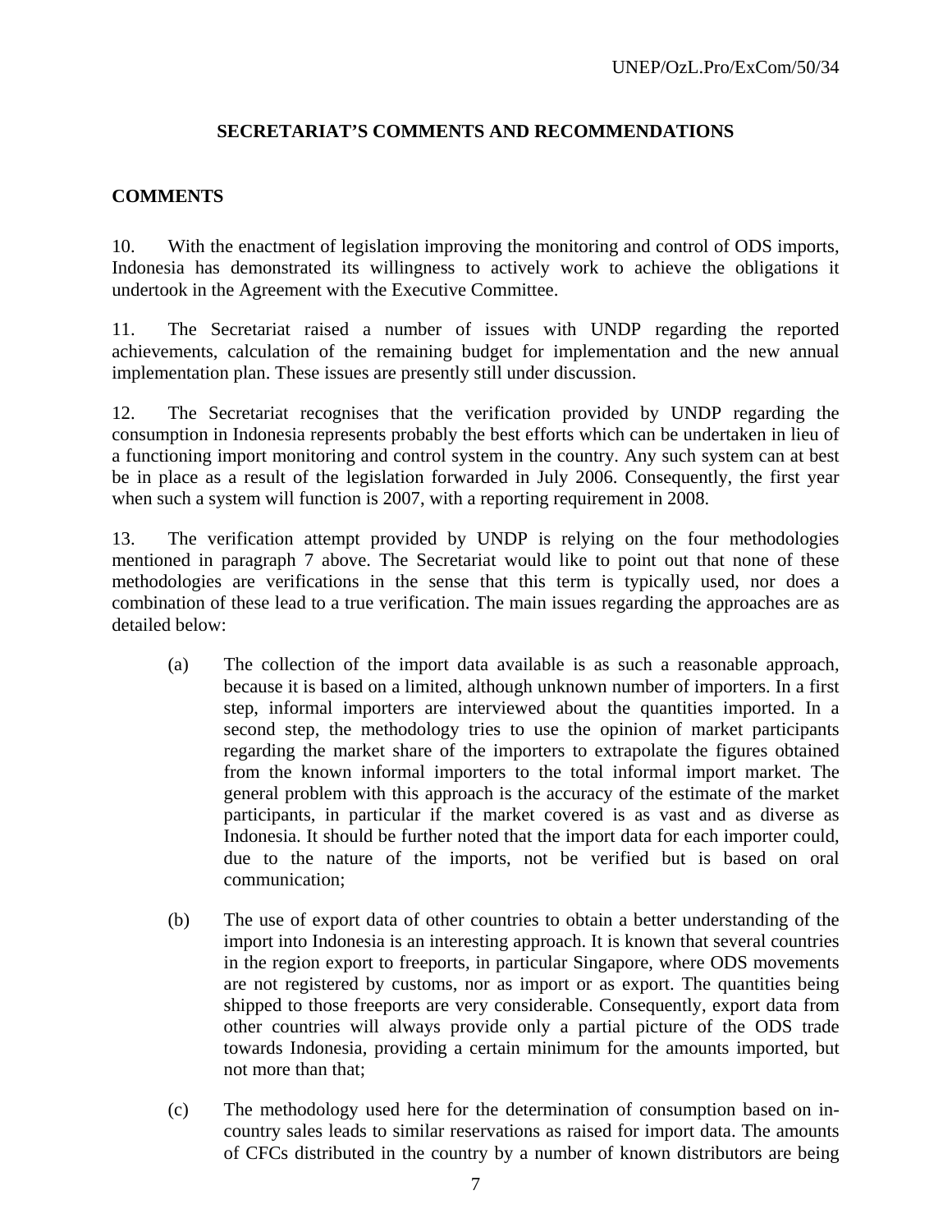## SECRETARIAT'S COMMENTS AND RECOMMENDATIONS

### COMMENTS

10. With the enactment of legislation improving the monitoring and control of ODS imports, Indonesia has demonstrated its willingness to actively work to achieve the obligations it undertook in the Agreement with the Executive Committee.

11. The Secretariat raised a number of issues with UNDP regarding the reported achievements, calculation of the remaining budget for implementation and the new annual implementation plan. These issues are presently still under discussion.

12. The Secretariat recognises that the verification provided by UNDP regarding the consumption in Indonesia represents probably the best efforts which can be undertaken in lieu of a functioning import monitoring and control system in the country. Any such system can at best be in place as a result of the legislation forwarded in July 2006. Consequently, the first year when such a system will function is 2007, with a reporting requirement in 2008.

13. The verification attempt provided by UNDP is relying on the four methodologies mentioned in paragraph 7 above. The Secretariat would like to point out that none of these methodologies are verifications in the sense that this term is typically used, nor does a combination of these lead to a true verification. The main issues regarding the approaches are as detailed below:

(a) The collection of the import data available is as such a reasonable approach, because it is based on a limited, although unknown number of importers. In a first step, informal importers are interviewed about the quantities imported. In a second step, the methodology tries to use the opinion of market participants regarding the market share of the importers to extrapolate the figures obtained from the known informal importers to the total informal import market. The general problem with this approach is the accuracy of the estimate of the market participants, in particular if the market covered is as vast and as diverse as Indonesia. It should be further noted that the import data for each importer could, due to the nature of the imports, not be verified but is based on oral communication;

(b) The use of export data of other countries to obtain a better understanding of the import into Indonesia is an interesting approach. It is known that several countries in the region export to freeports, in particular Singapore, where ODS movements are not registered by customs, nor as import or as export. The quantities being shipped to those freeports are very considerable. Consequently, export data from other countries will always provide only a partial picture of the ODS trade towards Indonesia, providing a certain minimum for the amounts imported, but not more than that;

(c) The methodology used here for the determination of consumption based on in-country sales leads to similar reservations as raised for import data. The amounts of CFCs distributed in the country by a number of known distributors are being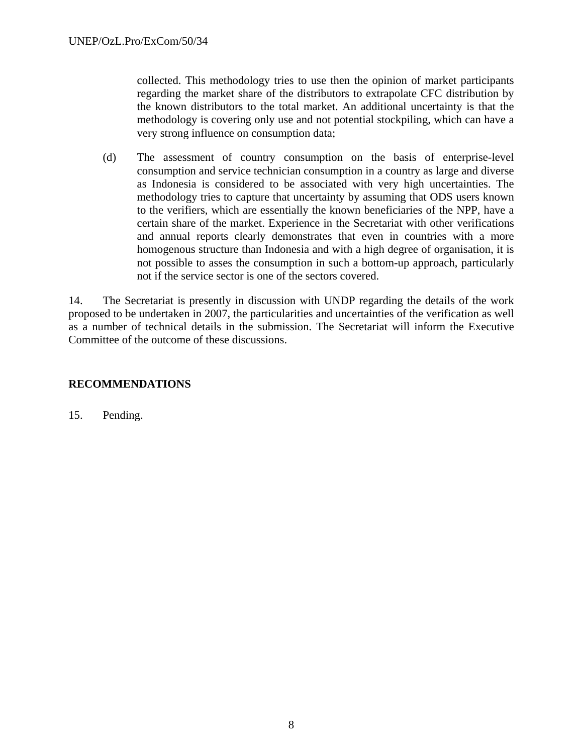collected. This methodology tries to use then the opinion of market participants regarding the market share of the distributors to extrapolate CFC distribution by the known distributors to the total market. An additional uncertainty is that the methodology is covering only use and not potential stockpiling, which can have a very strong influence on consumption data;

(d) The assessment of country consumption on the basis of enterprise-level consumption and service technician consumption in a country as large and diverse as Indonesia is considered to be associated with very high uncertainties. The methodology tries to capture that uncertainty by assuming that ODS users known to the verifiers, which are essentially the known beneficiaries of the NPP, have a certain share of the market. Experience in the Secretariat with other verifications and annual reports clearly demonstrates that even in countries with a more homogenous structure than Indonesia and with a high degree of organisation, it is not possible to asses the consumption in such a bottom-up approach, particularly not if the service sector is one of the sectors covered.

14. The Secretariat is presently in discussion with UNDP regarding the details of the work proposed to be undertaken in 2007, the particularities and uncertainties of the verification as well as a number of technical details in the submission. The Secretariat will inform the Executive Committee of the outcome of these discussions.

## RECOMMENDATIONS

15. Pending.